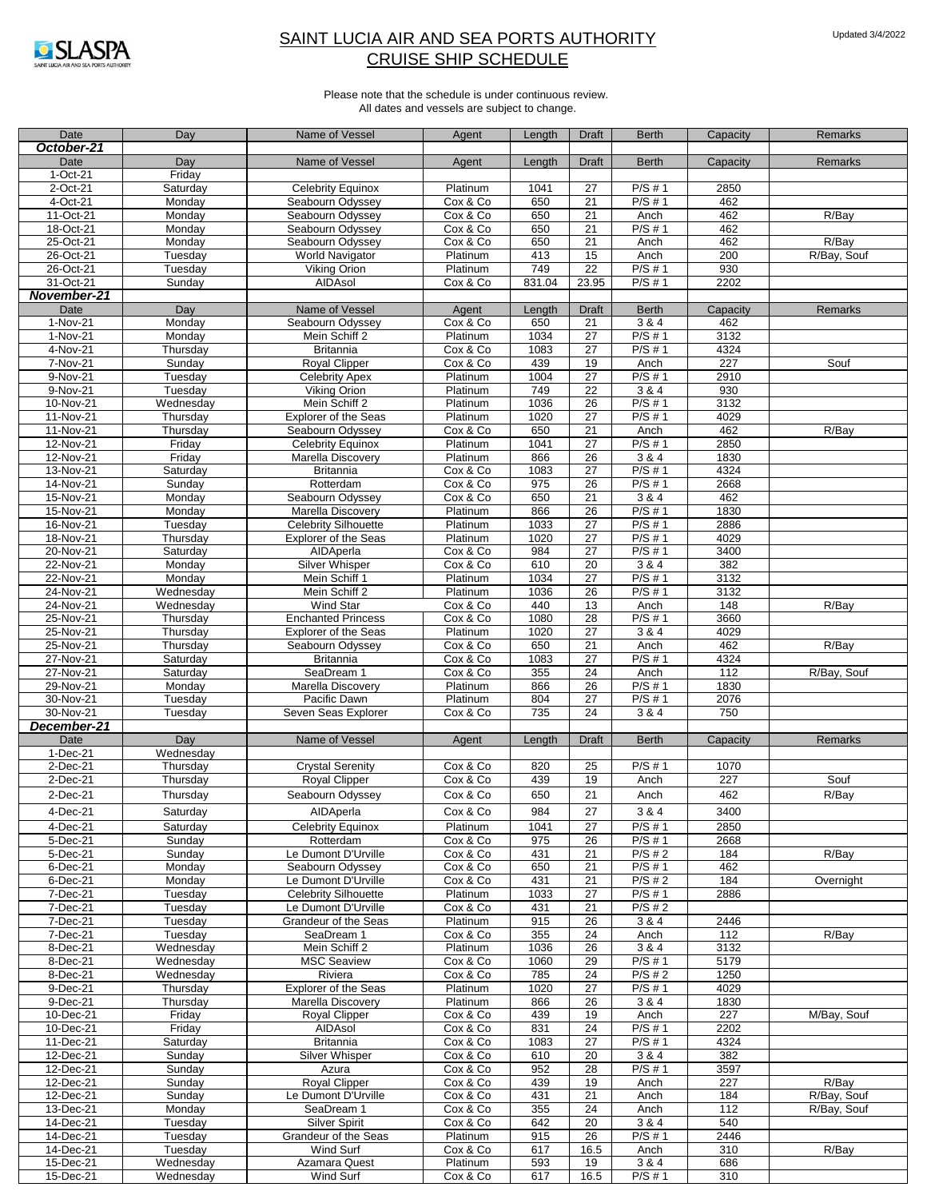SLASPA
SAINT LUCIA AIR AND SEA PORTS AUTHORITY

Updated 3/4/2022

# SAINT LUCIA AIR AND SEA PORTS AUTHORITY
## CRUISE SHIP SCHEDULE

Please note that the schedule is under continuous review.
All dates and vessels are subject to change.

| Date | Day | Name of Vessel | Agent | Length | Draft | Berth | Capacity | Remarks |
|---|---|---|---|---|---|---|---|---|
| ***October-21*** | | | | | | | | |
| Date | Day | Name of Vessel | Agent | Length | Draft | Berth | Capacity | Remarks |
| 1-Oct-21 | Friday | | | | | | | |
| 2-Oct-21 | Saturday | Celebrity Equinox | Platinum | 1041 | 27 | P/S # 1 | 2850 | |
| 4-Oct-21 | Monday | Seabourn Odyssey | Cox & Co | 650 | 21 | P/S # 1 | 462 | |
| 11-Oct-21 | Monday | Seabourn Odyssey | Cox & Co | 650 | 21 | Anch | 462 | R/Bay |
| 18-Oct-21 | Monday | Seabourn Odyssey | Cox & Co | 650 | 21 | P/S # 1 | 462 | |
| 25-Oct-21 | Monday | Seabourn Odyssey | Cox & Co | 650 | 21 | Anch | 462 | R/Bay |
| 26-Oct-21 | Tuesday | World Navigator | Platinum | 413 | 15 | Anch | 200 | R/Bay, Souf |
| 26-Oct-21 | Tuesday | Viking Orion | Platinum | 749 | 22 | P/S # 1 | 930 | |
| 31-Oct-21 | Sunday | AIDAsol | Cox & Co | 831.04 | 23.95 | P/S # 1 | 2202 | |
| ***November-21*** | | | | | | | | |
| Date | Day | Name of Vessel | Agent | Length | Draft | Berth | Capacity | Remarks |
| 1-Nov-21 | Monday | Seabourn Odyssey | Cox & Co | 650 | 21 | 3 & 4 | 462 | |
| 1-Nov-21 | Monday | Mein Schiff 2 | Platinum | 1034 | 27 | P/S # 1 | 3132 | |
| 4-Nov-21 | Thursday | Britannia | Cox & Co | 1083 | 27 | P/S # 1 | 4324 | |
| 7-Nov-21 | Sunday | Royal Clipper | Cox & Co | 439 | 19 | Anch | 227 | Souf |
| 9-Nov-21 | Tuesday | Celebrity Apex | Platinum | 1004 | 27 | P/S # 1 | 2910 | |
| 9-Nov-21 | Tuesday | Viking Orion | Platinum | 749 | 22 | 3 & 4 | 930 | |
| 10-Nov-21 | Wednesday | Mein Schiff 2 | Platinum | 1036 | 26 | P/S # 1 | 3132 | |
| 11-Nov-21 | Thursday | Explorer of the Seas | Platinum | 1020 | 27 | P/S # 1 | 4029 | |
| 11-Nov-21 | Thursday | Seabourn Odyssey | Cox & Co | 650 | 21 | Anch | 462 | R/Bay |
| 12-Nov-21 | Friday | Celebrity Equinox | Platinum | 1041 | 27 | P/S # 1 | 2850 | |
| 12-Nov-21 | Friday | Marella Discovery | Platinum | 866 | 26 | 3 & 4 | 1830 | |
| 13-Nov-21 | Saturday | Britannia | Cox & Co | 1083 | 27 | P/S # 1 | 4324 | |
| 14-Nov-21 | Sunday | Rotterdam | Cox & Co | 975 | 26 | P/S # 1 | 2668 | |
| 15-Nov-21 | Monday | Seabourn Odyssey | Cox & Co | 650 | 21 | 3 & 4 | 462 | |
| 15-Nov-21 | Monday | Marella Discovery | Platinum | 866 | 26 | P/S # 1 | 1830 | |
| 16-Nov-21 | Tuesday | Celebrity Silhouette | Platinum | 1033 | 27 | P/S # 1 | 2886 | |
| 18-Nov-21 | Thursday | Explorer of the Seas | Platinum | 1020 | 27 | P/S # 1 | 4029 | |
| 20-Nov-21 | Saturday | AIDAperla | Cox & Co | 984 | 27 | P/S # 1 | 3400 | |
| 22-Nov-21 | Monday | Silver Whisper | Cox & Co | 610 | 20 | 3 & 4 | 382 | |
| 22-Nov-21 | Monday | Mein Schiff 1 | Platinum | 1034 | 27 | P/S # 1 | 3132 | |
| 24-Nov-21 | Wednesday | Mein Schiff 2 | Platinum | 1036 | 26 | P/S # 1 | 3132 | |
| 24-Nov-21 | Wednesday | Wind Star | Cox & Co | 440 | 13 | Anch | 148 | R/Bay |
| 25-Nov-21 | Thursday | Enchanted Princess | Cox & Co | 1080 | 28 | P/S # 1 | 3660 | |
| 25-Nov-21 | Thursday | Explorer of the Seas | Platinum | 1020 | 27 | 3 & 4 | 4029 | |
| 25-Nov-21 | Thursday | Seabourn Odyssey | Cox & Co | 650 | 21 | Anch | 462 | R/Bay |
| 27-Nov-21 | Saturday | Britannia | Cox & Co | 1083 | 27 | P/S # 1 | 4324 | |
| 27-Nov-21 | Saturday | SeaDream 1 | Cox & Co | 355 | 24 | Anch | 112 | R/Bay, Souf |
| 29-Nov-21 | Monday | Marella Discovery | Platinum | 866 | 26 | P/S # 1 | 1830 | |
| 30-Nov-21 | Tuesday | Pacific Dawn | Platinum | 804 | 27 | P/S # 1 | 2076 | |
| 30-Nov-21 | Tuesday | Seven Seas Explorer | Cox & Co | 735 | 24 | 3 & 4 | 750 | |
| ***December-21*** | | | | | | | | |
| Date | Day | Name of Vessel | Agent | Length | Draft | Berth | Capacity | Remarks |
| 1-Dec-21 | Wednesday | | | | | | | |
| 2-Dec-21 | Thursday | Crystal Serenity | Cox & Co | 820 | 25 | P/S # 1 | 1070 | |
| 2-Dec-21 | Thursday | Royal Clipper | Cox & Co | 439 | 19 | Anch | 227 | Souf |
| 2-Dec-21 | Thursday | Seabourn Odyssey | Cox & Co | 650 | 21 | Anch | 462 | R/Bay |
| 4-Dec-21 | Saturday | AIDAperla | Cox & Co | 984 | 27 | 3 & 4 | 3400 | |
| 4-Dec-21 | Saturday | Celebrity Equinox | Platinum | 1041 | 27 | P/S # 1 | 2850 | |
| 5-Dec-21 | Sunday | Rotterdam | Cox & Co | 975 | 26 | P/S # 1 | 2668 | |
| 5-Dec-21 | Sunday | Le Dumont D'Urville | Cox & Co | 431 | 21 | P/S # 2 | 184 | R/Bay |
| 6-Dec-21 | Monday | Seabourn Odyssey | Cox & Co | 650 | 21 | P/S # 1 | 462 | |
| 6-Dec-21 | Monday | Le Dumont D'Urville | Cox & Co | 431 | 21 | P/S # 2 | 184 | Overnight |
| 7-Dec-21 | Tuesday | Celebrity Silhouette | Platinum | 1033 | 27 | P/S # 1 | 2886 | |
| 7-Dec-21 | Tuesday | Le Dumont D'Urville | Cox & Co | 431 | 21 | P/S # 2 | | |
| 7-Dec-21 | Tuesday | Grandeur of the Seas | Platinum | 915 | 26 | 3 & 4 | 2446 | |
| 7-Dec-21 | Tuesday | SeaDream 1 | Cox & Co | 355 | 24 | Anch | 112 | R/Bay |
| 8-Dec-21 | Wednesday | Mein Schiff 2 | Platinum | 1036 | 26 | 3 & 4 | 3132 | |
| 8-Dec-21 | Wednesday | MSC Seaview | Cox & Co | 1060 | 29 | P/S # 1 | 5179 | |
| 8-Dec-21 | Wednesday | Riviera | Cox & Co | 785 | 24 | P/S # 2 | 1250 | |
| 9-Dec-21 | Thursday | Explorer of the Seas | Platinum | 1020 | 27 | P/S # 1 | 4029 | |
| 9-Dec-21 | Thursday | Marella Discovery | Platinum | 866 | 26 | 3 & 4 | 1830 | |
| 10-Dec-21 | Friday | Royal Clipper | Cox & Co | 439 | 19 | Anch | 227 | M/Bay, Souf |
| 10-Dec-21 | Friday | AIDAsol | Cox & Co | 831 | 24 | P/S # 1 | 2202 | |
| 11-Dec-21 | Saturday | Britannia | Cox & Co | 1083 | 27 | P/S # 1 | 4324 | |
| 12-Dec-21 | Sunday | Silver Whisper | Cox & Co | 610 | 20 | 3 & 4 | 382 | |
| 12-Dec-21 | Sunday | Azura | Cox & Co | 952 | 28 | P/S # 1 | 3597 | |
| 12-Dec-21 | Sunday | Royal Clipper | Cox & Co | 439 | 19 | Anch | 227 | R/Bay |
| 12-Dec-21 | Sunday | Le Dumont D'Urville | Cox & Co | 431 | 21 | Anch | 184 | R/Bay, Souf |
| 13-Dec-21 | Monday | SeaDream 1 | Cox & Co | 355 | 24 | Anch | 112 | R/Bay, Souf |
| 14-Dec-21 | Tuesday | Silver Spirit | Cox & Co | 642 | 20 | 3 & 4 | 540 | |
| 14-Dec-21 | Tuesday | Grandeur of the Seas | Platinum | 915 | 26 | P/S # 1 | 2446 | |
| 14-Dec-21 | Tuesday | Wind Surf | Cox & Co | 617 | 16.5 | Anch | 310 | R/Bay |
| 15-Dec-21 | Wednesday | Azamara Quest | Platinum | 593 | 19 | 3 & 4 | 686 | |
| 15-Dec-21 | Wednesday | Wind Surf | Cox & Co | 617 | 16.5 | P/S # 1 | 310 | |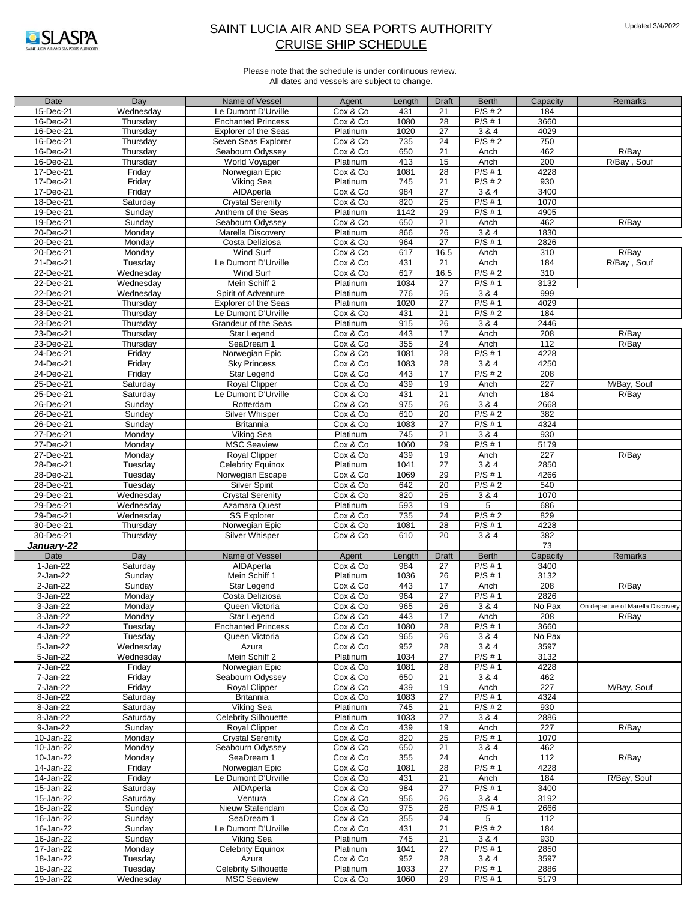# SAINT LUCIA AIR AND SEA PORTS AUTHORITY
## CRUISE SHIP SCHEDULE

Updated 3/4/2022

Please note that the schedule is under continuous review.
All dates and vessels are subject to change.

| Date | Day | Name of Vessel | Agent | Length | Draft | Berth | Capacity | Remarks |
|---|---|---|---|---|---|---|---|---|
| 15-Dec-21 | Wednesday | Le Dumont D'Urville | Cox & Co | 431 | 21 | P/S # 2 | 184 | |
| 16-Dec-21 | Thursday | Enchanted Princess | Cox & Co | 1080 | 28 | P/S # 1 | 3660 | |
| 16-Dec-21 | Thursday | Explorer of the Seas | Platinum | 1020 | 27 | 3 & 4 | 4029 | |
| 16-Dec-21 | Thursday | Seven Seas Explorer | Cox & Co | 735 | 24 | P/S # 2 | 750 | |
| 16-Dec-21 | Thursday | Seabourn Odyssey | Cox & Co | 650 | 21 | Anch | 462 | R/Bay |
| 16-Dec-21 | Thursday | World Voyager | Platinum | 413 | 15 | Anch | 200 | R/Bay , Souf |
| 17-Dec-21 | Friday | Norwegian Epic | Cox & Co | 1081 | 28 | P/S # 1 | 4228 | |
| 17-Dec-21 | Friday | Viking Sea | Platinum | 745 | 21 | P/S # 2 | 930 | |
| 17-Dec-21 | Friday | AIDAperla | Cox & Co | 984 | 27 | 3 & 4 | 3400 | |
| 18-Dec-21 | Saturday | Crystal Serenity | Cox & Co | 820 | 25 | P/S # 1 | 1070 | |
| 19-Dec-21 | Sunday | Anthem of the Seas | Platinum | 1142 | 29 | P/S # 1 | 4905 | |
| 19-Dec-21 | Sunday | Seabourn Odyssey | Cox & Co | 650 | 21 | Anch | 462 | R/Bay |
| 20-Dec-21 | Monday | Marella Discovery | Platinum | 866 | 26 | 3 & 4 | 1830 | |
| 20-Dec-21 | Monday | Costa Deliziosa | Cox & Co | 964 | 27 | P/S # 1 | 2826 | |
| 20-Dec-21 | Monday | Wind Surf | Cox & Co | 617 | 16.5 | Anch | 310 | R/Bay |
| 21-Dec-21 | Tuesday | Le Dumont D'Urville | Cox & Co | 431 | 21 | Anch | 184 | R/Bay , Souf |
| 22-Dec-21 | Wednesday | Wind Surf | Cox & Co | 617 | 16.5 | P/S # 2 | 310 | |
| 22-Dec-21 | Wednesday | Mein Schiff 2 | Platinum | 1034 | 27 | P/S # 1 | 3132 | |
| 22-Dec-21 | Wednesday | Spirit of Adventure | Platinum | 776 | 25 | 3 & 4 | 999 | |
| 23-Dec-21 | Thursday | Explorer of the Seas | Platinum | 1020 | 27 | P/S # 1 | 4029 | |
| 23-Dec-21 | Thursday | Le Dumont D'Urville | Cox & Co | 431 | 21 | P/S # 2 | 184 | |
| 23-Dec-21 | Thursday | Grandeur of the Seas | Platinum | 915 | 26 | 3 & 4 | 2446 | |
| 23-Dec-21 | Thursday | Star Legend | Cox & Co | 443 | 17 | Anch | 208 | R/Bay |
| 23-Dec-21 | Thursday | SeaDream 1 | Cox & Co | 355 | 24 | Anch | 112 | R/Bay |
| 24-Dec-21 | Friday | Norwegian Epic | Cox & Co | 1081 | 28 | P/S # 1 | 4228 | |
| 24-Dec-21 | Friday | Sky Princess | Cox & Co | 1083 | 28 | 3 & 4 | 4250 | |
| 24-Dec-21 | Friday | Star Legend | Cox & Co | 443 | 17 | P/S # 2 | 208 | |
| 25-Dec-21 | Saturday | Royal Clipper | Cox & Co | 439 | 19 | Anch | 227 | M/Bay, Souf |
| 25-Dec-21 | Saturday | Le Dumont D'Urville | Cox & Co | 431 | 21 | Anch | 184 | R/Bay |
| 26-Dec-21 | Sunday | Rotterdam | Cox & Co | 975 | 26 | 3 & 4 | 2668 | |
| 26-Dec-21 | Sunday | Silver Whisper | Cox & Co | 610 | 20 | P/S # 2 | 382 | |
| 26-Dec-21 | Sunday | Britannia | Cox & Co | 1083 | 27 | P/S # 1 | 4324 | |
| 27-Dec-21 | Monday | Viking Sea | Platinum | 745 | 21 | 3 & 4 | 930 | |
| 27-Dec-21 | Monday | MSC Seaview | Cox & Co | 1060 | 29 | P/S # 1 | 5179 | |
| 27-Dec-21 | Monday | Royal Clipper | Cox & Co | 439 | 19 | Anch | 227 | R/Bay |
| 28-Dec-21 | Tuesday | Celebrity Equinox | Platinum | 1041 | 27 | 3 & 4 | 2850 | |
| 28-Dec-21 | Tuesday | Norwegian Escape | Cox & Co | 1069 | 29 | P/S # 1 | 4266 | |
| 28-Dec-21 | Tuesday | Silver Spirit | Cox & Co | 642 | 20 | P/S # 2 | 540 | |
| 29-Dec-21 | Wednesday | Crystal Serenity | Cox & Co | 820 | 25 | 3 & 4 | 1070 | |
| 29-Dec-21 | Wednesday | Azamara Quest | Platinum | 593 | 19 | 5 | 686 | |
| 29-Dec-21 | Wednesday | SS Explorer | Cox & Co | 735 | 24 | P/S # 2 | 829 | |
| 30-Dec-21 | Thursday | Norwegian Epic | Cox & Co | 1081 | 28 | P/S # 1 | 4228 | |
| 30-Dec-21 | Thursday | Silver Whisper | Cox & Co | 610 | 20 | 3 & 4 | 382 | |
| ***January-22*** | | | | | | | 73 | |
| Date | Day | Name of Vessel | Agent | Length | Draft | Berth | Capacity | Remarks |
| 1-Jan-22 | Saturday | AIDAperla | Cox & Co | 984 | 27 | P/S # 1 | 3400 | |
| 2-Jan-22 | Sunday | Mein Schiff 1 | Platinum | 1036 | 26 | P/S # 1 | 3132 | |
| 2-Jan-22 | Sunday | Star Legend | Cox & Co | 443 | 17 | Anch | 208 | R/Bay |
| 3-Jan-22 | Monday | Costa Deliziosa | Cox & Co | 964 | 27 | P/S # 1 | 2826 | |
| 3-Jan-22 | Monday | Queen Victoria | Cox & Co | 965 | 26 | 3 & 4 | No Pax | On departure of Marella Discovery |
| 3-Jan-22 | Monday | Star Legend | Cox & Co | 443 | 17 | Anch | 208 | R/Bay |
| 4-Jan-22 | Tuesday | Enchanted Princess | Cox & Co | 1080 | 28 | P/S # 1 | 3660 | |
| 4-Jan-22 | Tuesday | Queen Victoria | Cox & Co | 965 | 26 | 3 & 4 | No Pax | |
| 5-Jan-22 | Wednesday | Azura | Cox & Co | 952 | 28 | 3 & 4 | 3597 | |
| 5-Jan-22 | Wednesday | Mein Schiff 2 | Platinum | 1034 | 27 | P/S # 1 | 3132 | |
| 7-Jan-22 | Friday | Norwegian Epic | Cox & Co | 1081 | 28 | P/S # 1 | 4228 | |
| 7-Jan-22 | Friday | Seabourn Odyssey | Cox & Co | 650 | 21 | 3 & 4 | 462 | |
| 7-Jan-22 | Friday | Royal Clipper | Cox & Co | 439 | 19 | Anch | 227 | M/Bay, Souf |
| 8-Jan-22 | Saturday | Britannia | Cox & Co | 1083 | 27 | P/S # 1 | 4324 | |
| 8-Jan-22 | Saturday | Viking Sea | Platinum | 745 | 21 | P/S # 2 | 930 | |
| 8-Jan-22 | Saturday | Celebrity Silhouette | Platinum | 1033 | 27 | 3 & 4 | 2886 | |
| 9-Jan-22 | Sunday | Royal Clipper | Cox & Co | 439 | 19 | Anch | 227 | R/Bay |
| 10-Jan-22 | Monday | Crystal Serenity | Cox & Co | 820 | 25 | P/S # 1 | 1070 | |
| 10-Jan-22 | Monday | Seabourn Odyssey | Cox & Co | 650 | 21 | 3 & 4 | 462 | |
| 10-Jan-22 | Monday | SeaDream 1 | Cox & Co | 355 | 24 | Anch | 112 | R/Bay |
| 14-Jan-22 | Friday | Norwegian Epic | Cox & Co | 1081 | 28 | P/S # 1 | 4228 | |
| 14-Jan-22 | Friday | Le Dumont D'Urville | Cox & Co | 431 | 21 | Anch | 184 | R/Bay, Souf |
| 15-Jan-22 | Saturday | AIDAperla | Cox & Co | 984 | 27 | P/S # 1 | 3400 | |
| 15-Jan-22 | Saturday | Ventura | Cox & Co | 956 | 26 | 3 & 4 | 3192 | |
| 16-Jan-22 | Sunday | Nieuw Statendam | Cox & Co | 975 | 26 | P/S # 1 | 2666 | |
| 16-Jan-22 | Sunday | SeaDream 1 | Cox & Co | 355 | 24 | 5 | 112 | |
| 16-Jan-22 | Sunday | Le Dumont D'Urville | Cox & Co | 431 | 21 | P/S # 2 | 184 | |
| 16-Jan-22 | Sunday | Viking Sea | Platinum | 745 | 21 | 3 & 4 | 930 | |
| 17-Jan-22 | Monday | Celebrity Equinox | Platinum | 1041 | 27 | P/S # 1 | 2850 | |
| 18-Jan-22 | Tuesday | Azura | Cox & Co | 952 | 28 | 3 & 4 | 3597 | |
| 18-Jan-22 | Tuesday | Celebrity Silhouette | Platinum | 1033 | 27 | P/S # 1 | 2886 | |
| 19-Jan-22 | Wednesday | MSC Seaview | Cox & Co | 1060 | 29 | P/S # 1 | 5179 | |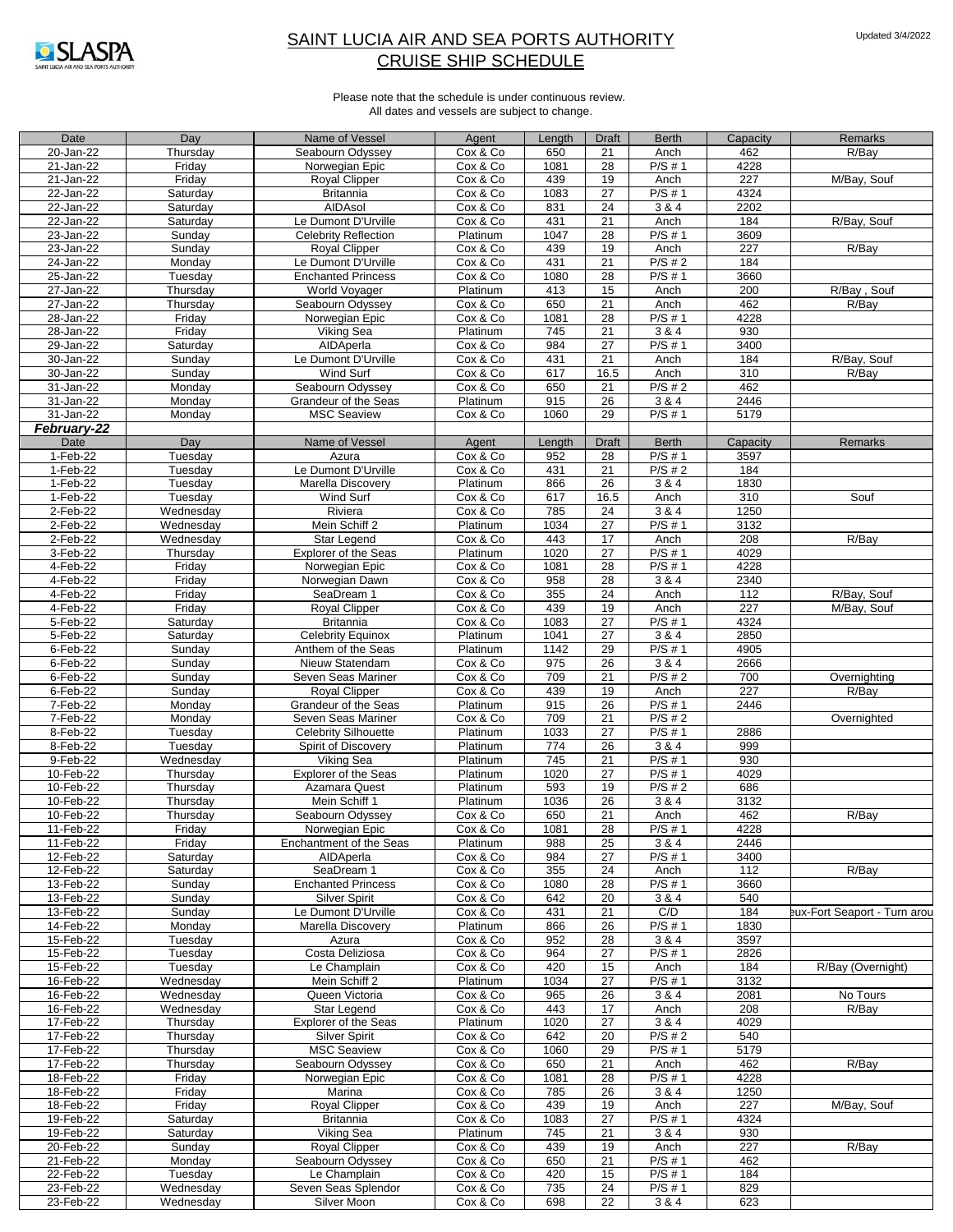# SAINT LUCIA AIR AND SEA PORTS AUTHORITY
# CRUISE SHIP SCHEDULE

Updated 3/4/2022

Please note that the schedule is under continuous review.
All dates and vessels are subject to change.

| Date | Day | Name of Vessel | Agent | Length | Draft | Berth | Capacity | Remarks |
|---|---|---|---|---|---|---|---|---|
| 20-Jan-22 | Thursday | Seabourn Odyssey | Cox & Co | 650 | 21 | Anch | 462 | R/Bay |
| 21-Jan-22 | Friday | Norwegian Epic | Cox & Co | 1081 | 28 | P/S # 1 | 4228 | |
| 21-Jan-22 | Friday | Royal Clipper | Cox & Co | 439 | 19 | Anch | 227 | M/Bay, Souf |
| 22-Jan-22 | Saturday | Britannia | Cox & Co | 1083 | 27 | P/S # 1 | 4324 | |
| 22-Jan-22 | Saturday | AIDAsol | Cox & Co | 831 | 24 | 3 & 4 | 2202 | |
| 22-Jan-22 | Saturday | Le Dumont D'Urville | Cox & Co | 431 | 21 | Anch | 184 | R/Bay, Souf |
| 23-Jan-22 | Sunday | Celebrity Reflection | Platinum | 1047 | 28 | P/S # 1 | 3609 | |
| 23-Jan-22 | Sunday | Royal Clipper | Cox & Co | 439 | 19 | Anch | 227 | R/Bay |
| 24-Jan-22 | Monday | Le Dumont D'Urville | Cox & Co | 431 | 21 | P/S # 2 | 184 | |
| 25-Jan-22 | Tuesday | Enchanted Princess | Cox & Co | 1080 | 28 | P/S # 1 | 3660 | |
| 27-Jan-22 | Thursday | World Voyager | Platinum | 413 | 15 | Anch | 200 | R/Bay , Souf |
| 27-Jan-22 | Thursday | Seabourn Odyssey | Cox & Co | 650 | 21 | Anch | 462 | R/Bay |
| 28-Jan-22 | Friday | Norwegian Epic | Cox & Co | 1081 | 28 | P/S # 1 | 4228 | |
| 28-Jan-22 | Friday | Viking Sea | Platinum | 745 | 21 | 3 & 4 | 930 | |
| 29-Jan-22 | Saturday | AIDAperla | Cox & Co | 984 | 27 | P/S # 1 | 3400 | |
| 30-Jan-22 | Sunday | Le Dumont D'Urville | Cox & Co | 431 | 21 | Anch | 184 | R/Bay, Souf |
| 30-Jan-22 | Sunday | Wind Surf | Cox & Co | 617 | 16.5 | Anch | 310 | R/Bay |
| 31-Jan-22 | Monday | Seabourn Odyssey | Cox & Co | 650 | 21 | P/S # 2 | 462 | |
| 31-Jan-22 | Monday | Grandeur of the Seas | Platinum | 915 | 26 | 3 & 4 | 2446 | |
| 31-Jan-22 | Monday | MSC Seaview | Cox & Co | 1060 | 29 | P/S # 1 | 5179 | |
| ***February-22*** | | | | | | | | |
| Date | Day | Name of Vessel | Agent | Length | Draft | Berth | Capacity | Remarks |
| 1-Feb-22 | Tuesday | Azura | Cox & Co | 952 | 28 | P/S # 1 | 3597 | |
| 1-Feb-22 | Tuesday | Le Dumont D'Urville | Cox & Co | 431 | 21 | P/S # 2 | 184 | |
| 1-Feb-22 | Tuesday | Marella Discovery | Platinum | 866 | 26 | 3 & 4 | 1830 | |
| 1-Feb-22 | Tuesday | Wind Surf | Cox & Co | 617 | 16.5 | Anch | 310 | Souf |
| 2-Feb-22 | Wednesday | Riviera | Cox & Co | 785 | 24 | 3 & 4 | 1250 | |
| 2-Feb-22 | Wednesday | Mein Schiff 2 | Platinum | 1034 | 27 | P/S # 1 | 3132 | |
| 2-Feb-22 | Wednesday | Star Legend | Cox & Co | 443 | 17 | Anch | 208 | R/Bay |
| 3-Feb-22 | Thursday | Explorer of the Seas | Platinum | 1020 | 27 | P/S # 1 | 4029 | |
| 4-Feb-22 | Friday | Norwegian Epic | Cox & Co | 1081 | 28 | P/S # 1 | 4228 | |
| 4-Feb-22 | Friday | Norwegian Dawn | Cox & Co | 958 | 28 | 3 & 4 | 2340 | |
| 4-Feb-22 | Friday | SeaDream 1 | Cox & Co | 355 | 24 | Anch | 112 | R/Bay, Souf |
| 4-Feb-22 | Friday | Royal Clipper | Cox & Co | 439 | 19 | Anch | 227 | M/Bay, Souf |
| 5-Feb-22 | Saturday | Britannia | Cox & Co | 1083 | 27 | P/S # 1 | 4324 | |
| 5-Feb-22 | Saturday | Celebrity Equinox | Platinum | 1041 | 27 | 3 & 4 | 2850 | |
| 6-Feb-22 | Sunday | Anthem of the Seas | Platinum | 1142 | 29 | P/S # 1 | 4905 | |
| 6-Feb-22 | Sunday | Nieuw Statendam | Cox & Co | 975 | 26 | 3 & 4 | 2666 | |
| 6-Feb-22 | Sunday | Seven Seas Mariner | Cox & Co | 709 | 21 | P/S # 2 | 700 | Overnighting |
| 6-Feb-22 | Sunday | Royal Clipper | Cox & Co | 439 | 19 | Anch | 227 | R/Bay |
| 7-Feb-22 | Monday | Grandeur of the Seas | Platinum | 915 | 26 | P/S # 1 | 2446 | |
| 7-Feb-22 | Monday | Seven Seas Mariner | Cox & Co | 709 | 21 | P/S # 2 | | Overnighted |
| 8-Feb-22 | Tuesday | Celebrity Silhouette | Platinum | 1033 | 27 | P/S # 1 | 2886 | |
| 8-Feb-22 | Tuesday | Spirit of Discovery | Platinum | 774 | 26 | 3 & 4 | 999 | |
| 9-Feb-22 | Wednesday | Viking Sea | Platinum | 745 | 21 | P/S # 1 | 930 | |
| 10-Feb-22 | Thursday | Explorer of the Seas | Platinum | 1020 | 27 | P/S # 1 | 4029 | |
| 10-Feb-22 | Thursday | Azamara Quest | Platinum | 593 | 19 | P/S # 2 | 686 | |
| 10-Feb-22 | Thursday | Mein Schiff 1 | Platinum | 1036 | 26 | 3 & 4 | 3132 | |
| 10-Feb-22 | Thursday | Seabourn Odyssey | Cox & Co | 650 | 21 | Anch | 462 | R/Bay |
| 11-Feb-22 | Friday | Norwegian Epic | Cox & Co | 1081 | 28 | P/S # 1 | 4228 | |
| 11-Feb-22 | Friday | Enchantment of the Seas | Platinum | 988 | 25 | 3 & 4 | 2446 | |
| 12-Feb-22 | Saturday | AIDAperla | Cox & Co | 984 | 27 | P/S # 1 | 3400 | |
| 12-Feb-22 | Saturday | SeaDream 1 | Cox & Co | 355 | 24 | Anch | 112 | R/Bay |
| 13-Feb-22 | Sunday | Enchanted Princess | Cox & Co | 1080 | 28 | P/S # 1 | 3660 | |
| 13-Feb-22 | Sunday | Silver Spirit | Cox & Co | 642 | 20 | 3 & 4 | 540 | |
| 13-Feb-22 | Sunday | Le Dumont D'Urville | Cox & Co | 431 | 21 | C/D | 184 | eux-Fort Seaport - Turn arou |
| 14-Feb-22 | Monday | Marella Discovery | Platinum | 866 | 26 | P/S # 1 | 1830 | |
| 15-Feb-22 | Tuesday | Azura | Cox & Co | 952 | 28 | 3 & 4 | 3597 | |
| 15-Feb-22 | Tuesday | Costa Deliziosa | Cox & Co | 964 | 27 | P/S # 1 | 2826 | |
| 15-Feb-22 | Tuesday | Le Champlain | Cox & Co | 420 | 15 | Anch | 184 | R/Bay (Overnight) |
| 16-Feb-22 | Wednesday | Mein Schiff 2 | Platinum | 1034 | 27 | P/S # 1 | 3132 | |
| 16-Feb-22 | Wednesday | Queen Victoria | Cox & Co | 965 | 26 | 3 & 4 | 2081 | No Tours |
| 16-Feb-22 | Wednesday | Star Legend | Cox & Co | 443 | 17 | Anch | 208 | R/Bay |
| 17-Feb-22 | Thursday | Explorer of the Seas | Platinum | 1020 | 27 | 3 & 4 | 4029 | |
| 17-Feb-22 | Thursday | Silver Spirit | Cox & Co | 642 | 20 | P/S # 2 | 540 | |
| 17-Feb-22 | Thursday | MSC Seaview | Cox & Co | 1060 | 29 | P/S # 1 | 5179 | |
| 17-Feb-22 | Thursday | Seabourn Odyssey | Cox & Co | 650 | 21 | Anch | 462 | R/Bay |
| 18-Feb-22 | Friday | Norwegian Epic | Cox & Co | 1081 | 28 | P/S # 1 | 4228 | |
| 18-Feb-22 | Friday | Marina | Cox & Co | 785 | 26 | 3 & 4 | 1250 | |
| 18-Feb-22 | Friday | Royal Clipper | Cox & Co | 439 | 19 | Anch | 227 | M/Bay, Souf |
| 19-Feb-22 | Saturday | Britannia | Cox & Co | 1083 | 27 | P/S # 1 | 4324 | |
| 19-Feb-22 | Saturday | Viking Sea | Platinum | 745 | 21 | 3 & 4 | 930 | |
| 20-Feb-22 | Sunday | Royal Clipper | Cox & Co | 439 | 19 | Anch | 227 | R/Bay |
| 21-Feb-22 | Monday | Seabourn Odyssey | Cox & Co | 650 | 21 | P/S # 1 | 462 | |
| 22-Feb-22 | Tuesday | Le Champlain | Cox & Co | 420 | 15 | P/S # 1 | 184 | |
| 23-Feb-22 | Wednesday | Seven Seas Splendor | Cox & Co | 735 | 24 | P/S # 1 | 829 | |
| 23-Feb-22 | Wednesday | Silver Moon | Cox & Co | 698 | 22 | 3 & 4 | 623 | |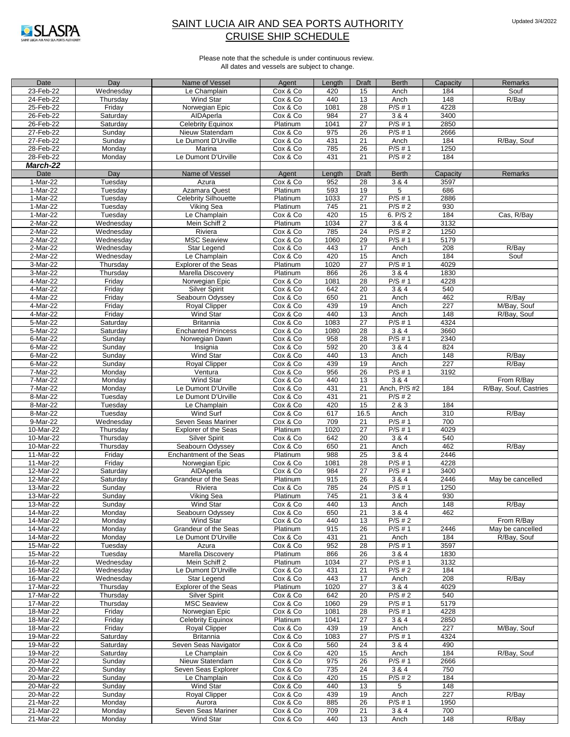Updated 3/4/2022

SLASPA
SAINT LUCIA AIR AND SEA PORTS AUTHORITY

# SAINT LUCIA AIR AND SEA PORTS AUTHORITY
## CRUISE SHIP SCHEDULE

Please note that the schedule is under continuous review.
All dates and vessels are subject to change.

| Date | Day | Name of Vessel | Agent | Length | Draft | Berth | Capacity | Remarks |
|---|---|---|---|---|---|---|---|---|
| 23-Feb-22 | Wednesday | Le Champlain | Cox & Co | 420 | 15 | Anch | 184 | Souf |
| 24-Feb-22 | Thursday | Wind Star | Cox & Co | 440 | 13 | Anch | 148 | R/Bay |
| 25-Feb-22 | Friday | Norwegian Epic | Cox & Co | 1081 | 28 | P/S # 1 | 4228 | |
| 26-Feb-22 | Saturday | AIDAperla | Cox & Co | 984 | 27 | 3 & 4 | 3400 | |
| 26-Feb-22 | Saturday | Celebrity Equinox | Platinum | 1041 | 27 | P/S # 1 | 2850 | |
| 27-Feb-22 | Sunday | Nieuw Statendam | Cox & Co | 975 | 26 | P/S # 1 | 2666 | |
| 27-Feb-22 | Sunday | Le Dumont D'Urville | Cox & Co | 431 | 21 | Anch | 184 | R/Bay, Souf |
| 28-Feb-22 | Monday | Marina | Cox & Co | 785 | 26 | P/S # 1 | 1250 | |
| 28-Feb-22 | Monday | Le Dumont D'Urville | Cox & Co | 431 | 21 | P/S # 2 | 184 | |
| ***March-22*** | | | | | | | | |
| Date | Day | Name of Vessel | Agent | Length | Draft | Berth | Capacity | Remarks |
| 1-Mar-22 | Tuesday | Azura | Cox & Co | 952 | 28 | 3 & 4 | 3597 | |
| 1-Mar-22 | Tuesday | Azamara Quest | Platinum | 593 | 19 | 5 | 686 | |
| 1-Mar-22 | Tuesday | Celebrity Silhouette | Platinum | 1033 | 27 | P/S # 1 | 2886 | |
| 1-Mar-22 | Tuesday | Viking Sea | Platinum | 745 | 21 | P/S # 2 | 930 | |
| 1-Mar-22 | Tuesday | Le Champlain | Cox & Co | 420 | 15 | 6. P/S 2 | 184 | Cas, R/Bay |
| 2-Mar-22 | Wednesday | Mein Schiff 2 | Platinum | 1034 | 27 | 3 & 4 | 3132 | |
| 2-Mar-22 | Wednesday | Riviera | Cox & Co | 785 | 24 | P/S # 2 | 1250 | |
| 2-Mar-22 | Wednesday | MSC Seaview | Cox & Co | 1060 | 29 | P/S # 1 | 5179 | |
| 2-Mar-22 | Wednesday | Star Legend | Cox & Co | 443 | 17 | Anch | 208 | R/Bay |
| 2-Mar-22 | Wednesday | Le Champlain | Cox & Co | 420 | 15 | Anch | 184 | Souf |
| 3-Mar-22 | Thursday | Explorer of the Seas | Platinum | 1020 | 27 | P/S # 1 | 4029 | |
| 3-Mar-22 | Thursday | Marella Discovery | Platinum | 866 | 26 | 3 & 4 | 1830 | |
| 4-Mar-22 | Friday | Norwegian Epic | Cox & Co | 1081 | 28 | P/S # 1 | 4228 | |
| 4-Mar-22 | Friday | Silver Spirit | Cox & Co | 642 | 20 | 3 & 4 | 540 | |
| 4-Mar-22 | Friday | Seabourn Odyssey | Cox & Co | 650 | 21 | Anch | 462 | R/Bay |
| 4-Mar-22 | Friday | Royal Clipper | Cox & Co | 439 | 19 | Anch | 227 | M/Bay, Souf |
| 4-Mar-22 | Friday | Wind Star | Cox & Co | 440 | 13 | Anch | 148 | R/Bay, Souf |
| 5-Mar-22 | Saturday | Britannia | Cox & Co | 1083 | 27 | P/S # 1 | 4324 | |
| 5-Mar-22 | Saturday | Enchanted Princess | Cox & Co | 1080 | 28 | 3 & 4 | 3660 | |
| 6-Mar-22 | Sunday | Norwegian Dawn | Cox & Co | 958 | 28 | P/S # 1 | 2340 | |
| 6-Mar-22 | Sunday | Insignia | Cox & Co | 592 | 20 | 3 & 4 | 824 | |
| 6-Mar-22 | Sunday | Wind Star | Cox & Co | 440 | 13 | Anch | 148 | R/Bay |
| 6-Mar-22 | Sunday | Royal Clipper | Cox & Co | 439 | 19 | Anch | 227 | R/Bay |
| 7-Mar-22 | Monday | Ventura | Cox & Co | 956 | 26 | P/S # 1 | 3192 | |
| 7-Mar-22 | Monday | Wind Star | Cox & Co | 440 | 13 | 3 & 4 | | From R/Bay |
| 7-Mar-22 | Monday | Le Dumont D'Urville | Cox & Co | 431 | 21 | Anch, P/S #2 | 184 | R/Bay, Souf, Castries |
| 8-Mar-22 | Tuesday | Le Dumont D'Urville | Cox & Co | 431 | 21 | P/S # 2 | | |
| 8-Mar-22 | Tuesday | Le Champlain | Cox & Co | 420 | 15 | 2 & 3 | 184 | |
| 8-Mar-22 | Tuesday | Wind Surf | Cox & Co | 617 | 16.5 | Anch | 310 | R/Bay |
| 9-Mar-22 | Wednesday | Seven Seas Mariner | Cox & Co | 709 | 21 | P/S # 1 | 700 | |
| 10-Mar-22 | Thursday | Explorer of the Seas | Platinum | 1020 | 27 | P/S # 1 | 4029 | |
| 10-Mar-22 | Thursday | Silver Spirit | Cox & Co | 642 | 20 | 3 & 4 | 540 | |
| 10-Mar-22 | Thursday | Seabourn Odyssey | Cox & Co | 650 | 21 | Anch | 462 | R/Bay |
| 11-Mar-22 | Friday | Enchantment of the Seas | Platinum | 988 | 25 | 3 & 4 | 2446 | |
| 11-Mar-22 | Friday | Norwegian Epic | Cox & Co | 1081 | 28 | P/S # 1 | 4228 | |
| 12-Mar-22 | Saturday | AIDAperla | Cox & Co | 984 | 27 | P/S # 1 | 3400 | |
| 12-Mar-22 | Saturday | Grandeur of the Seas | Platinum | 915 | 26 | 3 & 4 | 2446 | May be cancelled |
| 13-Mar-22 | Sunday | Riviera | Cox & Co | 785 | 24 | P/S # 1 | 1250 | |
| 13-Mar-22 | Sunday | Viking Sea | Platinum | 745 | 21 | 3 & 4 | 930 | |
| 13-Mar-22 | Sunday | Wind Star | Cox & Co | 440 | 13 | Anch | 148 | R/Bay |
| 14-Mar-22 | Monday | Seabourn Odyssey | Cox & Co | 650 | 21 | 3 & 4 | 462 | |
| 14-Mar-22 | Monday | Wind Star | Cox & Co | 440 | 13 | P/S # 2 | | From R/Bay |
| 14-Mar-22 | Monday | Grandeur of the Seas | Platinum | 915 | 26 | P/S # 1 | 2446 | May be cancelled |
| 14-Mar-22 | Monday | Le Dumont D'Urville | Cox & Co | 431 | 21 | Anch | 184 | R/Bay, Souf |
| 15-Mar-22 | Tuesday | Azura | Cox & Co | 952 | 28 | P/S # 1 | 3597 | |
| 15-Mar-22 | Tuesday | Marella Discovery | Platinum | 866 | 26 | 3 & 4 | 1830 | |
| 16-Mar-22 | Wednesday | Mein Schiff 2 | Platinum | 1034 | 27 | P/S # 1 | 3132 | |
| 16-Mar-22 | Wednesday | Le Dumont D'Urville | Cox & Co | 431 | 21 | P/S # 2 | 184 | |
| 16-Mar-22 | Wednesday | Star Legend | Cox & Co | 443 | 17 | Anch | 208 | R/Bay |
| 17-Mar-22 | Thursday | Explorer of the Seas | Platinum | 1020 | 27 | 3 & 4 | 4029 | |
| 17-Mar-22 | Thursday | Silver Spirit | Cox & Co | 642 | 20 | P/S # 2 | 540 | |
| 17-Mar-22 | Thursday | MSC Seaview | Cox & Co | 1060 | 29 | P/S # 1 | 5179 | |
| 18-Mar-22 | Friday | Norwegian Epic | Cox & Co | 1081 | 28 | P/S # 1 | 4228 | |
| 18-Mar-22 | Friday | Celebrity Equinox | Platinum | 1041 | 27 | 3 & 4 | 2850 | |
| 18-Mar-22 | Friday | Royal Clipper | Cox & Co | 439 | 19 | Anch | 227 | M/Bay, Souf |
| 19-Mar-22 | Saturday | Britannia | Cox & Co | 1083 | 27 | P/S # 1 | 4324 | |
| 19-Mar-22 | Saturday | Seven Seas Navigator | Cox & Co | 560 | 24 | 3 & 4 | 490 | |
| 19-Mar-22 | Saturday | Le Champlain | Cox & Co | 420 | 15 | Anch | 184 | R/Bay, Souf |
| 20-Mar-22 | Sunday | Nieuw Statendam | Cox & Co | 975 | 26 | P/S # 1 | 2666 | |
| 20-Mar-22 | Sunday | Seven Seas Explorer | Cox & Co | 735 | 24 | 3 & 4 | 750 | |
| 20-Mar-22 | Sunday | Le Champlain | Cox & Co | 420 | 15 | P/S # 2 | 184 | |
| 20-Mar-22 | Sunday | Wind Star | Cox & Co | 440 | 13 | 5 | 148 | |
| 20-Mar-22 | Sunday | Royal Clipper | Cox & Co | 439 | 19 | Anch | 227 | R/Bay |
| 21-Mar-22 | Monday | Aurora | Cox & Co | 885 | 26 | P/S # 1 | 1950 | |
| 21-Mar-22 | Monday | Seven Seas Mariner | Cox & Co | 709 | 21 | 3 & 4 | 700 | |
| 21-Mar-22 | Monday | Wind Star | Cox & Co | 440 | 13 | Anch | 148 | R/Bay |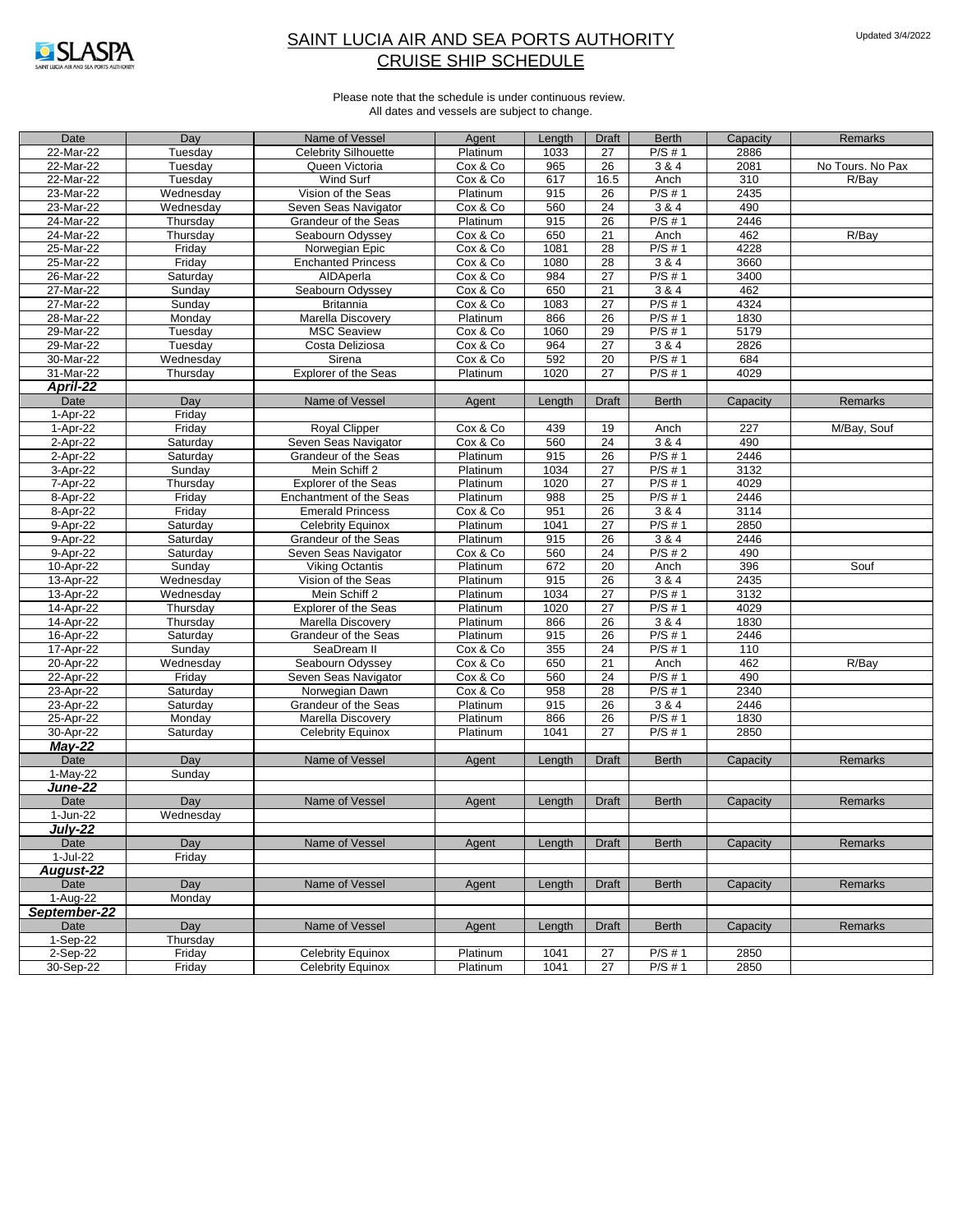# SAINT LUCIA AIR AND SEA PORTS AUTHORITY
## CRUISE SHIP SCHEDULE

Updated 3/4/2022

Please note that the schedule is under continuous review.
All dates and vessels are subject to change.

| Date | Day | Name of Vessel | Agent | Length | Draft | Berth | Capacity | Remarks |
|---|---|---|---|---|---|---|---|---|
| 22-Mar-22 | Tuesday | Celebrity Silhouette | Platinum | 1033 | 27 | P/S # 1 | 2886 | |
| 22-Mar-22 | Tuesday | Queen Victoria | Cox & Co | 965 | 26 | 3 & 4 | 2081 | No Tours. No Pax |
| 22-Mar-22 | Tuesday | Wind Surf | Cox & Co | 617 | 16.5 | Anch | 310 | R/Bay |
| 23-Mar-22 | Wednesday | Vision of the Seas | Platinum | 915 | 26 | P/S # 1 | 2435 | |
| 23-Mar-22 | Wednesday | Seven Seas Navigator | Cox & Co | 560 | 24 | 3 & 4 | 490 | |
| 24-Mar-22 | Thursday | Grandeur of the Seas | Platinum | 915 | 26 | P/S # 1 | 2446 | |
| 24-Mar-22 | Thursday | Seabourn Odyssey | Cox & Co | 650 | 21 | Anch | 462 | R/Bay |
| 25-Mar-22 | Friday | Norwegian Epic | Cox & Co | 1081 | 28 | P/S # 1 | 4228 | |
| 25-Mar-22 | Friday | Enchanted Princess | Cox & Co | 1080 | 28 | 3 & 4 | 3660 | |
| 26-Mar-22 | Saturday | AIDAperla | Cox & Co | 984 | 27 | P/S # 1 | 3400 | |
| 27-Mar-22 | Sunday | Seabourn Odyssey | Cox & Co | 650 | 21 | 3 & 4 | 462 | |
| 27-Mar-22 | Sunday | Britannia | Cox & Co | 1083 | 27 | P/S # 1 | 4324 | |
| 28-Mar-22 | Monday | Marella Discovery | Platinum | 866 | 26 | P/S # 1 | 1830 | |
| 29-Mar-22 | Tuesday | MSC Seaview | Cox & Co | 1060 | 29 | P/S # 1 | 5179 | |
| 29-Mar-22 | Tuesday | Costa Deliziosa | Cox & Co | 964 | 27 | 3 & 4 | 2826 | |
| 30-Mar-22 | Wednesday | Sirena | Cox & Co | 592 | 20 | P/S # 1 | 684 | |
| 31-Mar-22 | Thursday | Explorer of the Seas | Platinum | 1020 | 27 | P/S # 1 | 4029 | |
| ***April-22*** | | | | | | | | |
| Date | Day | Name of Vessel | Agent | Length | Draft | Berth | Capacity | Remarks |
| 1-Apr-22 | Friday | | | | | | | |
| 1-Apr-22 | Friday | Royal Clipper | Cox & Co | 439 | 19 | Anch | 227 | M/Bay, Souf |
| 2-Apr-22 | Saturday | Seven Seas Navigator | Cox & Co | 560 | 24 | 3 & 4 | 490 | |
| 2-Apr-22 | Saturday | Grandeur of the Seas | Platinum | 915 | 26 | P/S # 1 | 2446 | |
| 3-Apr-22 | Sunday | Mein Schiff 2 | Platinum | 1034 | 27 | P/S # 1 | 3132 | |
| 7-Apr-22 | Thursday | Explorer of the Seas | Platinum | 1020 | 27 | P/S # 1 | 4029 | |
| 8-Apr-22 | Friday | Enchantment of the Seas | Platinum | 988 | 25 | P/S # 1 | 2446 | |
| 8-Apr-22 | Friday | Emerald Princess | Cox & Co | 951 | 26 | 3 & 4 | 3114 | |
| 9-Apr-22 | Saturday | Celebrity Equinox | Platinum | 1041 | 27 | P/S # 1 | 2850 | |
| 9-Apr-22 | Saturday | Grandeur of the Seas | Platinum | 915 | 26 | 3 & 4 | 2446 | |
| 9-Apr-22 | Saturday | Seven Seas Navigator | Cox & Co | 560 | 24 | P/S # 2 | 490 | |
| 10-Apr-22 | Sunday | Viking Octantis | Platinum | 672 | 20 | Anch | 396 | Souf |
| 13-Apr-22 | Wednesday | Vision of the Seas | Platinum | 915 | 26 | 3 & 4 | 2435 | |
| 13-Apr-22 | Wednesday | Mein Schiff 2 | Platinum | 1034 | 27 | P/S # 1 | 3132 | |
| 14-Apr-22 | Thursday | Explorer of the Seas | Platinum | 1020 | 27 | P/S # 1 | 4029 | |
| 14-Apr-22 | Thursday | Marella Discovery | Platinum | 866 | 26 | 3 & 4 | 1830 | |
| 16-Apr-22 | Saturday | Grandeur of the Seas | Platinum | 915 | 26 | P/S # 1 | 2446 | |
| 17-Apr-22 | Sunday | SeaDream II | Cox & Co | 355 | 24 | P/S # 1 | 110 | |
| 20-Apr-22 | Wednesday | Seabourn Odyssey | Cox & Co | 650 | 21 | Anch | 462 | R/Bay |
| 22-Apr-22 | Friday | Seven Seas Navigator | Cox & Co | 560 | 24 | P/S # 1 | 490 | |
| 23-Apr-22 | Saturday | Norwegian Dawn | Cox & Co | 958 | 28 | P/S # 1 | 2340 | |
| 23-Apr-22 | Saturday | Grandeur of the Seas | Platinum | 915 | 26 | 3 & 4 | 2446 | |
| 25-Apr-22 | Monday | Marella Discovery | Platinum | 866 | 26 | P/S # 1 | 1830 | |
| 30-Apr-22 | Saturday | Celebrity Equinox | Platinum | 1041 | 27 | P/S # 1 | 2850 | |
| ***May-22*** | | | | | | | | |
| Date | Day | Name of Vessel | Agent | Length | Draft | Berth | Capacity | Remarks |
| 1-May-22 | Sunday | | | | | | | |
| ***June-22*** | | | | | | | | |
| Date | Day | Name of Vessel | Agent | Length | Draft | Berth | Capacity | Remarks |
| 1-Jun-22 | Wednesday | | | | | | | |
| ***July-22*** | | | | | | | | |
| Date | Day | Name of Vessel | Agent | Length | Draft | Berth | Capacity | Remarks |
| 1-Jul-22 | Friday | | | | | | | |
| ***August-22*** | | | | | | | | |
| Date | Day | Name of Vessel | Agent | Length | Draft | Berth | Capacity | Remarks |
| 1-Aug-22 | Monday | | | | | | | |
| ***September-22*** | | | | | | | | |
| Date | Day | Name of Vessel | Agent | Length | Draft | Berth | Capacity | Remarks |
| 1-Sep-22 | Thursday | | | | | | | |
| 2-Sep-22 | Friday | Celebrity Equinox | Platinum | 1041 | 27 | P/S # 1 | 2850 | |
| 30-Sep-22 | Friday | Celebrity Equinox | Platinum | 1041 | 27 | P/S # 1 | 2850 | |